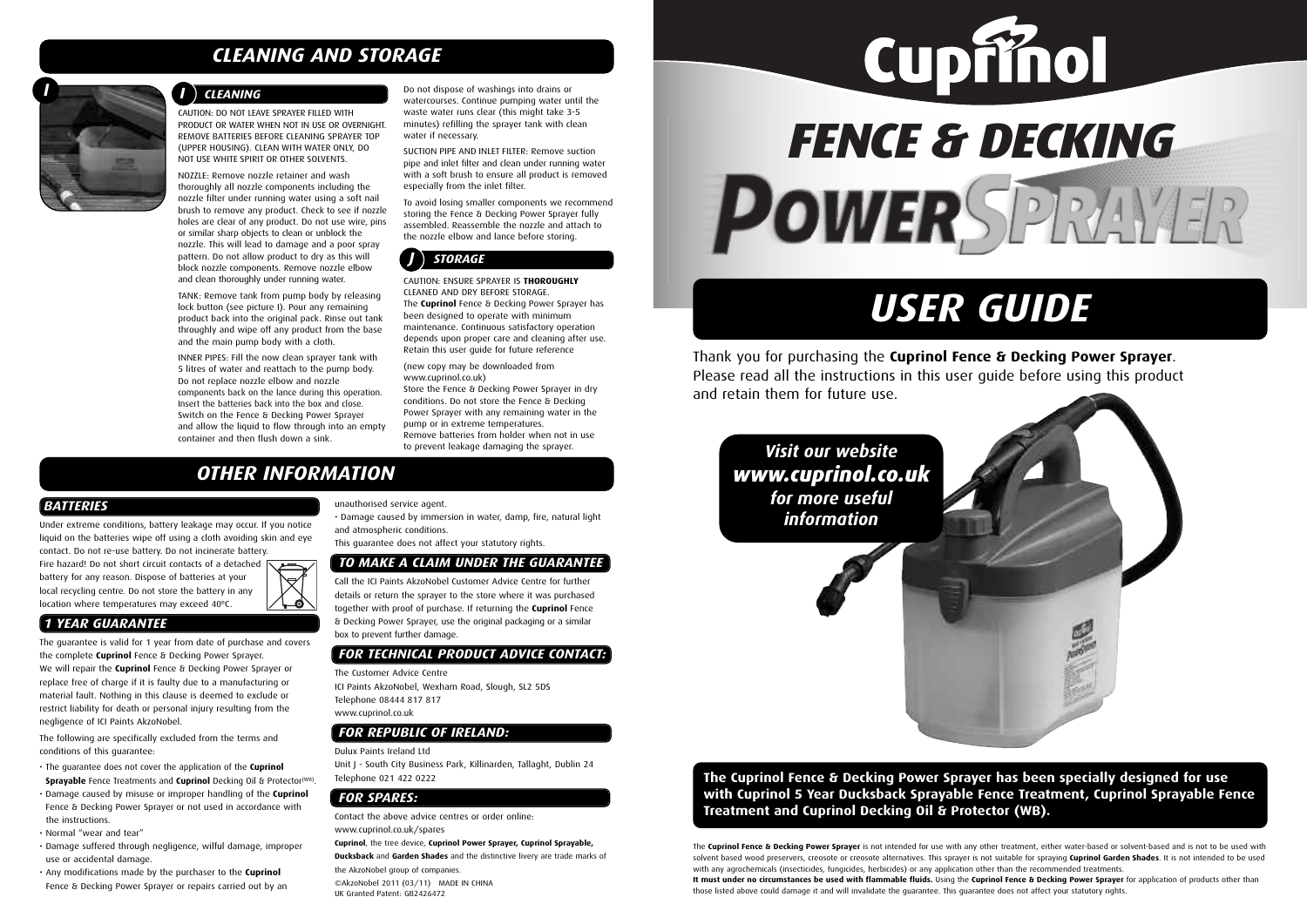## CLEANING AND STORAGE

### I CLEANING

CAUTION: DO NOT LEAVE SPRAYER FILLED WITH PRODUCT OR WATER WHEN NOT IN USE OR OVERNIGHT. REMOVE BATTERIES BEFORE CLEANING SPRAYER TOP (UPPER HOUSING). CLEAN WITH WATER ONLY, DO NOT USE WHITE SPIRIT OR OTHER SOLVENTS.

NOZZLE: Remove nozzle retainer and wash thoroughly all nozzle components including the nozzle filter under running water using a soft nail brush to remove any product. Check to see if nozzle holes are clear of any product. Do not use wire, pins or similar sharp objects to clean or unblock the nozzle. This will lead to damage and a poor spray pattern. Do not allow product to dry as this will block nozzle components. Remove nozzle elbow and clean thoroughly under running water.

TANK: Remove tank from pump body by releasing lock button (see picture I). Pour any remaining product back into the original pack. Rinse out tank throughly and wipe off any product from the base and the main pump body with a cloth.

INNER PIPES: Fill the now clean sprayer tank with 5 litres of water and reattach to the pump body. Do not replace nozzle elbow and nozzle components back on the lance during this operation. Insert the batteries back into the box and close. Switch on the Fence & Decking Power Sprayer and allow the liquid to flow through into an empty container and then flush down a sink.

Do not dispose of washings into drains or watercourses. Continue pumping water until the waste water runs clear (this might take 3-5 minutes) refilling the sprayer tank with clean water if necessary.

SUCTION PIPE AND INLET FILTER: Remove suction pipe and inlet filter and clean under running water with a soft brush to ensure all product is removed especially from the inlet filter.

To avoid losing smaller components we recommend storing the Fence & Decking Power Sprayer fully assembled. Reassemble the nozzle and attach to the nozzle elbow and lance before storing.

### J STORAGE

CAUTION: ENSURE SPRAYER IS **THOROUGHLY** CLEANED AND DRY BEFORE STORAGE.
The **Cuprinol** Fence & Decking Power Sprayer has been designed to operate with minimum maintenance. Continuous satisfactory operation depends upon proper care and cleaning after use. Retain this user guide for future reference

(new copy may be downloaded from www.cuprinol.co.uk)
Store the Fence & Decking Power Sprayer in dry conditions. Do not store the Fence & Decking Power Sprayer with any remaining water in the pump or in extreme temperatures.
Remove batteries from holder when not in use to prevent leakage damaging the sprayer.

## OTHER INFORMATION

### BATTERIES

Under extreme conditions, battery leakage may occur. If you notice liquid on the batteries wipe off using a cloth avoiding skin and eye contact. Do not re-use battery. Do not incinerate battery. Fire hazard! Do not short circuit contacts of a detached battery for any reason. Dispose of batteries at your local recycling centre. Do not store the battery in any location where temperatures may exceed 40°C.

### 1 YEAR GUARANTEE

The guarantee is valid for 1 year from date of purchase and covers the complete **Cuprinol** Fence & Decking Power Sprayer.
We will repair the **Cuprinol** Fence & Decking Power Sprayer or replace free of charge if it is faulty due to a manufacturing or material fault. Nothing in this clause is deemed to exclude or restrict liability for death or personal injury resulting from the negligence of ICI Paints AkzoNobel.

The following are specifically excluded from the terms and conditions of this guarantee:

- The guarantee does not cover the application of the **Cuprinol Sprayable** Fence Treatments and **Cuprinol** Decking Oil & Protector(WB).
- Damage caused by misuse or improper handling of the **Cuprinol** Fence & Decking Power Sprayer or not used in accordance with the instructions.
- Normal "wear and tear"
- Damage suffered through negligence, wilful damage, improper use or accidental damage.
- Any modifications made by the purchaser to the **Cuprinol** Fence & Decking Power Sprayer or repairs carried out by an unauthorised service agent.
- Damage caused by immersion in water, damp, fire, natural light and atmospheric conditions.

This guarantee does not affect your statutory rights.

### TO MAKE A CLAIM UNDER THE GUARANTEE

Call the ICI Paints AkzoNobel Customer Advice Centre for further details or return the sprayer to the store where it was purchased together with proof of purchase. If returning the **Cuprinol** Fence & Decking Power Sprayer, use the original packaging or a similar box to prevent further damage.

### FOR TECHNICAL PRODUCT ADVICE CONTACT:

The Customer Advice Centre
ICI Paints AkzoNobel, Wexham Road, Slough, SL2 5DS
Telephone 08444 817 817
www.cuprinol.co.uk

### FOR REPUBLIC OF IRELAND:

Dulux Paints Ireland Ltd
Unit J - South City Business Park, Killinarden, Tallaght, Dublin 24
Telephone 021 422 0222

### FOR SPARES:

Contact the above advice centres or order online:
www.cuprinol.co.uk/spares

**Cuprinol**, the tree device, **Cuprinol Power Sprayer, Cuprinol Sprayable, Ducksback** and **Garden Shades** and the distinctive livery are trade marks of the AkzoNobel group of companies.
©AkzoNobel 2011 (03/11) MADE IN CHINA
UK Granted Patent: GB2426472

# Cuprinol

# FENCE & DECKING POWER SPRAYER

# USER GUIDE

Thank you for purchasing the **Cuprinol Fence & Decking Power Sprayer**. Please read all the instructions in this user guide before using this product and retain them for future use.

*Visit our website*
***www.cuprinol.co.uk***
*for more useful information*

**The Cuprinol Fence & Decking Power Sprayer has been specially designed for use with Cuprinol 5 Year Ducksback Sprayable Fence Treatment, Cuprinol Sprayable Fence Treatment and Cuprinol Decking Oil & Protector (WB).**

The **Cuprinol Fence & Decking Power Sprayer** is not intended for use with any other treatment, either water-based or solvent-based and is not to be used with solvent based wood preservers, creosote or creosote alternatives. This sprayer is not suitable for spraying **Cuprinol Garden Shades**. It is not intended to be used with any agrochemicals (insecticides, fungicides, herbicides) or any application other than the recommended treatments.
**It must under no circumstances be used with flammable fluids.** Using the **Cuprinol Fence & Decking Power Sprayer** for application of products other than those listed above could damage it and will invalidate the guarantee. This guarantee does not affect your statutory rights.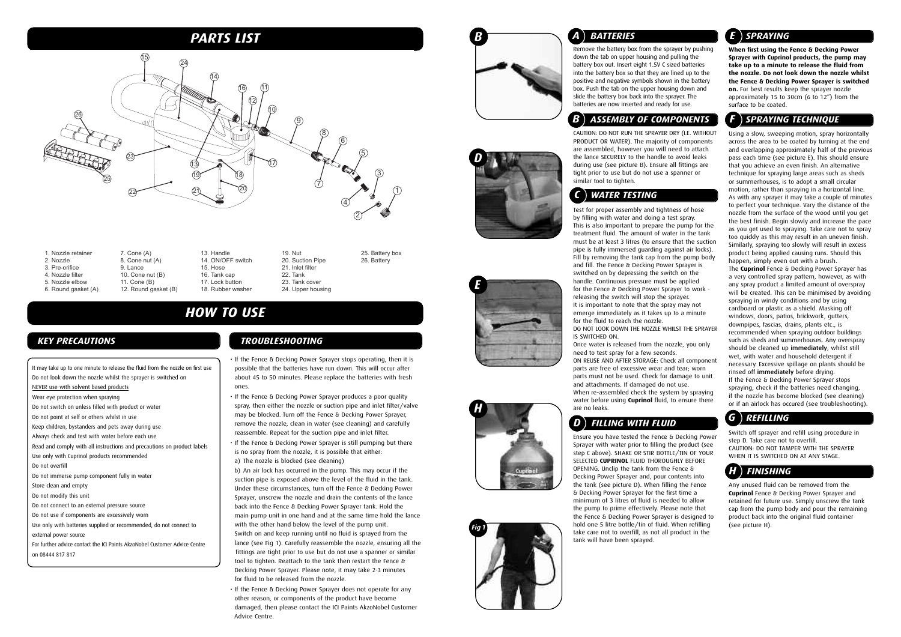# PARTS LIST

| | | | | |
|---|---|---|---|---|
| 1. Nozzle retainer | 7. Cone (A) | 13. Handle | 19. Nut | 25. Battery box |
| 2. Nozzle | 8. Cone nut (A) | 14. ON/OFF switch | 20. Suction Pipe | 26. Battery |
| 3. Pre-orifice | 9. Lance | 15. Hose | 21. Inlet filter | |
| 4. Nozzle filter | 10. Cone nut (B) | 16. Tank cap | 22. Tank | |
| 5. Nozzle elbow | 11. Cone (B) | 17. Lock button | 23. Tank cover | |
| 6. Round gasket (A) | 12. Round gasket (B) | 18. Rubber washer | 24. Upper housing | |

# HOW TO USE

## KEY PRECAUTIONS

It may take up to one minute to release the fluid from the nozzle on first use
Do not look down the nozzle whilst the sprayer is switched on
NEVER use with solvent based products
Wear eye protection when spraying
Do not switch on unless filled with product or water
Do not point at self or others whilst in use
Keep children, bystanders and pets away during use
Always check and test with water before each use
Read and comply with all instructions and precautions on product labels
Use only with Cuprinol products recommended
Do not overfill
Do not immerse pump component fully in water
Store clean and empty
Do not modify this unit
Do not connect to an external pressure source
Do not use if components are excessively worn
Use only with batteries supplied or recommended, do not connect to external power source
For further advice contact the ICI Paints AkzoNobel Customer Advice Centre on 08444 817 817

## TROUBLESHOOTING

- If the Fence & Decking Power Sprayer stops operating, then it is possible that the batteries have run down. This will occur after about 45 to 50 minutes. Please replace the batteries with fresh ones.
- If the Fence & Decking Power Sprayer produces a poor quality spray, then either the nozzle or suction pipe and inlet filter/valve may be blocked. Turn off the Fence & Decking Power Sprayer, remove the nozzle, clean in water (see cleaning) and carefully reassemble. Repeat for the suction pipe and inlet filter.
- If the Fence & Decking Power Sprayer is still pumping but there is no spray from the nozzle, it is possible that either:

  a) The nozzle is blocked (see cleaning)

  b) An air lock has occurred in the pump. This may occur if the suction pipe is exposed above the level of the fluid in the tank. Under these circumstances, turn off the Fence & Decking Power Sprayer, unscrew the nozzle and drain the contents of the lance back into the Fence & Decking Power Sprayer tank. Hold the main pump unit in one hand and at the same time hold the lance with the other hand below the level of the pump unit. Switch on and keep running until no fluid is sprayed from the lance (see Fig 1). Carefully reassemble the nozzle, ensuring all the fittings are tight prior to use but do not use a spanner or similar tool to tighten. Reattach to the tank then restart the Fence & Decking Power Sprayer. Please note, it may take 2-3 minutes for fluid to be released from the nozzle.
- If the Fence & Decking Power Sprayer does not operate for any other reason, or components of the product have become damaged, then please contact the ICI Paints AkzoNobel Customer Advice Centre.

B

D

E

H

Fig 1

## A BATTERIES

Remove the battery box from the sprayer by pushing down the tab on upper housing and pulling the battery box out. Insert eight 1.5V C sized batteries into the battery box so that they are lined up to the positive and negative symbols shown in the battery box. Push the tab on the upper housing down and slide the battery box back into the sprayer. The batteries are now inserted and ready for use.

## B ASSEMBLY OF COMPONENTS

CAUTION: DO NOT RUN THE SPRAYER DRY (I.E. WITHOUT PRODUCT OR WATER). The majority of components are assembled, however you will need to attach the lance SECURELY to the handle to avoid leaks during use (see picture B). Ensure all fittings are tight prior to use but do not use a spanner or similar tool to tighten.

## C WATER TESTING

Test for proper assembly and tightness of hose by filling with water and doing a test spray. This is also important to prepare the pump for the treatment fluid. The amount of water in the tank must be at least 3 litres (to ensure that the suction pipe is fully immersed guarding against air locks). Fill by removing the tank cap from the pump body and fill. The Fence & Decking Power Sprayer is switched on by depressing the switch on the handle. Continuous pressure must be applied for the Fence & Decking Power Sprayer to work - releasing the switch will stop the sprayer.
It is important to note that the spray may not emerge immediately as it takes up to a minute for the fluid to reach the nozzle.
DO NOT LOOK DOWN THE NOZZLE WHILST THE SPRAYER IS SWITCHED ON.
Once water is released from the nozzle, you only need to test spray for a few seconds.
ON REUSE AND AFTER STORAGE: Check all component parts are free of excessive wear and tear; worn parts must not be used. Check for damage to unit and attachments. If damaged do not use.
When re-assembled check the system by spraying water before using **Cuprinol** fluid, to ensure there are no leaks.

## D FILLING WITH FLUID

Ensure you have tested the Fence & Decking Power Sprayer with water prior to filling the product (see step C above). SHAKE OR STIR BOTTLE/TIN OF YOUR SELECTED **CUPRINOL** FLUID THOROUGHLY BEFORE OPENING. Unclip the tank from the Fence & Decking Power Sprayer and, pour contents into the tank (see picture D). When filling the Fence & Decking Power Sprayer for the first time a minimum of 3 litres of fluid is needed to allow the pump to prime effectively. Please note that the Fence & Decking Power Sprayer is designed to hold one 5 litre bottle/tin of fluid. When refilling take care not to overfill, as not all product in the tank will have been sprayed.

## E SPRAYING

**When first using the Fence & Decking Power Sprayer with Cuprinol products, the pump may take up to a minute to release the fluid from the nozzle. Do not look down the nozzle whilst the Fence & Decking Power Sprayer is switched on.** For best results keep the sprayer nozzle approximately 15 to 30cm (6 to 12") from the surface to be coated.

## F SPRAYING TECHNIQUE

Using a slow, sweeping motion, spray horizontally across the area to be coated by turning at the end and overlapping approximately half of the previous pass each time (see picture E). This should ensure that you achieve an even finish. An alternative technique for spraying large areas such as sheds or summerhouses, is to adopt a small circular motion, rather than spraying in a horizontal line. As with any sprayer it may take a couple of minutes to perfect your technique. Vary the distance of the nozzle from the surface of the wood until you get the best finish. Begin slowly and increase the pace as you get used to spraying. Take care not to spray too quickly as this may result in an uneven finish. Similarly, spraying too slowly will result in excess product being applied causing runs. Should this happen, simply even out with a brush.
The **Cuprinol** Fence & Decking Power Sprayer has a very controlled spray pattern, however, as with any spray product a limited amount of overspray will be created. This can be minimised by avoiding spraying in windy conditions and by using cardboard or plastic as a shield. Masking off windows, doors, patios, brickwork, gutters, downpipes, fascias, drains, plants etc., is recommended when spraying outdoor buildings such as sheds and summerhouses. Any overspray should be cleaned up **immediately**, whilst still wet, with water and household detergent if necessary. Excessive spillage on plants should be rinsed off **immediately** before drying.
If the Fence & Decking Power Sprayer stops spraying, check if the batteries need changing, if the nozzle has become blocked (see cleaning) or if an airlock has occured (see troubleshooting).

## G REFILLING

Switch off sprayer and refill using procedure in step D. Take care not to overfill.
CAUTION: DO NOT TAMPER WITH THE SPRAYER WHEN IT IS SWITCHED ON AT ANY STAGE.

## H FINISHING

Any unused fluid can be removed from the **Cuprinol** Fence & Decking Power Sprayer and retained for future use. Simply unscrew the tank cap from the pump body and pour the remaining product back into the original fluid container (see picture H).